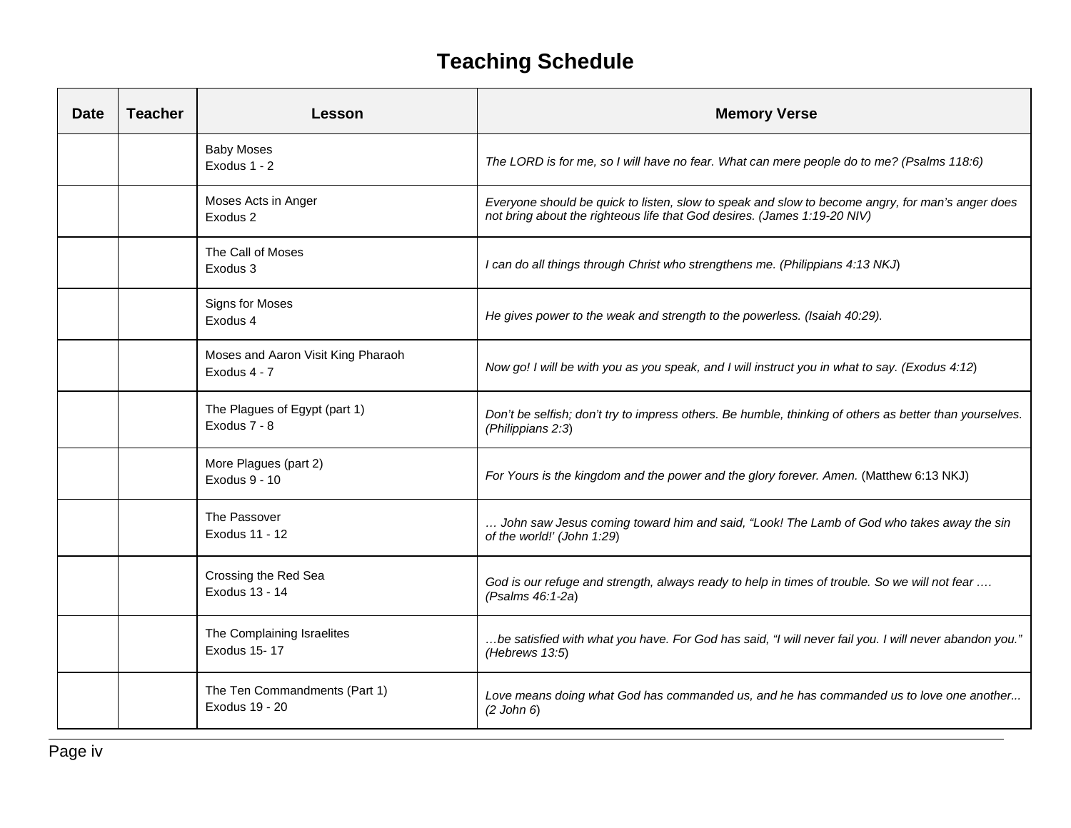# Teaching Schedule

| Date | Teacher | Lesson | Memory Verse |
|---|---|---|---|
| | | Baby Moses<br>Exodus 1 - 2 | *The LORD is for me, so I will have no fear. What can mere people do to me? (Psalms 118:6)* |
| | | Moses Acts in Anger<br>Exodus 2 | *Everyone should be quick to listen, slow to speak and slow to become angry, for man's anger does not bring about the righteous life that God desires. (James 1:19-20 NIV)* |
| | | The Call of Moses<br>Exodus 3 | *I can do all things through Christ who strengthens me. (Philippians 4:13 NKJ*) |
| | | Signs for Moses<br>Exodus 4 | *He gives power to the weak and strength to the powerless. (Isaiah 40:29).* |
| | | Moses and Aaron Visit King Pharaoh<br>Exodus 4 - 7 | *Now go! I will be with you as you speak, and I will instruct you in what to say. (Exodus 4:12*) |
| | | The Plagues of Egypt (part 1)<br>Exodus 7 - 8 | *Don't be selfish; don't try to impress others. Be humble, thinking of others as better than yourselves. (Philippians 2:3*) |
| | | More Plagues (part 2)<br>Exodus 9 - 10 | *For Yours is the kingdom and the power and the glory forever. Amen.* (Matthew 6:13 NKJ) |
| | | The Passover<br>Exodus 11 - 12 | *… John saw Jesus coming toward him and said, "Look! The Lamb of God who takes away the sin of the world!' (John 1:29*) |
| | | Crossing the Red Sea<br>Exodus 13 - 14 | *God is our refuge and strength, always ready to help in times of trouble. So we will not fear …. (Psalms 46:1-2a*) |
| | | The Complaining Israelites<br>Exodus 15- 17 | *…be satisfied with what you have. For God has said, "I will never fail you. I will never abandon you." (Hebrews 13:5*) |
| | | The Ten Commandments (Part 1)<br>Exodus 19 - 20 | *Love means doing what God has commanded us, and he has commanded us to love one another... (2 John 6*) |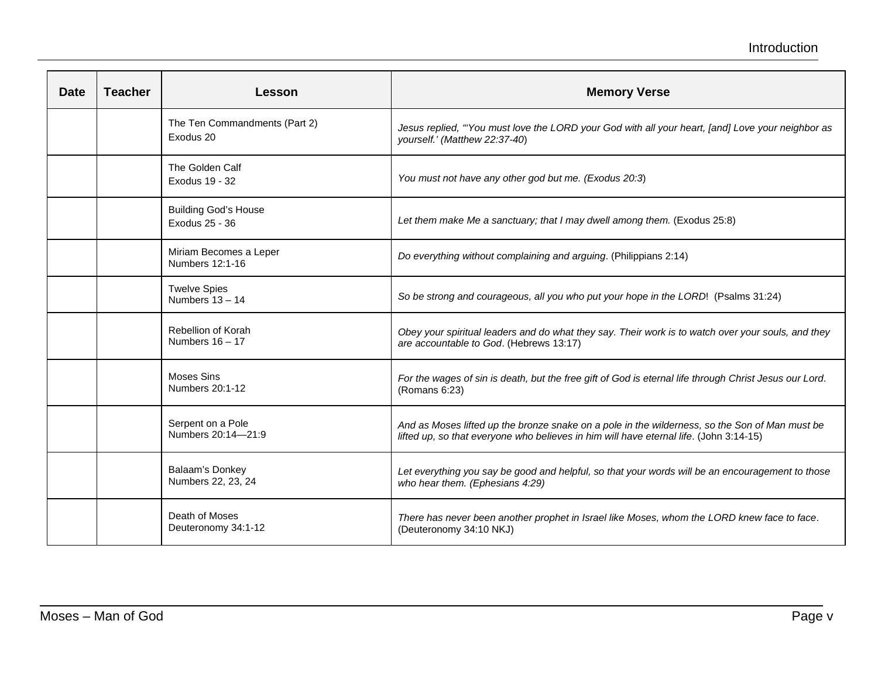| Date | Teacher | Lesson | Memory Verse |
|---|---|---|---|
| | | The Ten Commandments (Part 2)<br>Exodus 20 | *Jesus replied, "'You must love the LORD your God with all your heart, [and] Love your neighbor as yourself.' (Matthew 22:37-40*) |
| | | The Golden Calf<br>Exodus 19 - 32 | *You must not have any other god but me. (Exodus 20:3*) |
| | | Building God's House<br>Exodus 25 - 36 | *Let them make Me a sanctuary; that I may dwell among them.* (Exodus 25:8) |
| | | Miriam Becomes a Leper<br>Numbers 12:1-16 | *Do everything without complaining and arguing*. (Philippians 2:14) |
| | | Twelve Spies<br>Numbers 13 – 14 | *So be strong and courageous, all you who put your hope in the LORD*! (Psalms 31:24) |
| | | Rebellion of Korah<br>Numbers 16 – 17 | *Obey your spiritual leaders and do what they say. Their work is to watch over your souls, and they are accountable to God*. (Hebrews 13:17) |
| | | Moses Sins<br>Numbers 20:1-12 | *For the wages of sin is death, but the free gift of God is eternal life through Christ Jesus our Lord*. (Romans 6:23) |
| | | Serpent on a Pole<br>Numbers 20:14—21:9 | *And as Moses lifted up the bronze snake on a pole in the wilderness, so the Son of Man must be lifted up, so that everyone who believes in him will have eternal life*. (John 3:14-15) |
| | | Balaam's Donkey<br>Numbers 22, 23, 24 | *Let everything you say be good and helpful, so that your words will be an encouragement to those who hear them. (Ephesians 4:29)* |
| | | Death of Moses<br>Deuteronomy 34:1-12 | *There has never been another prophet in Israel like Moses, whom the LORD knew face to face*. (Deuteronomy 34:10 NKJ) |